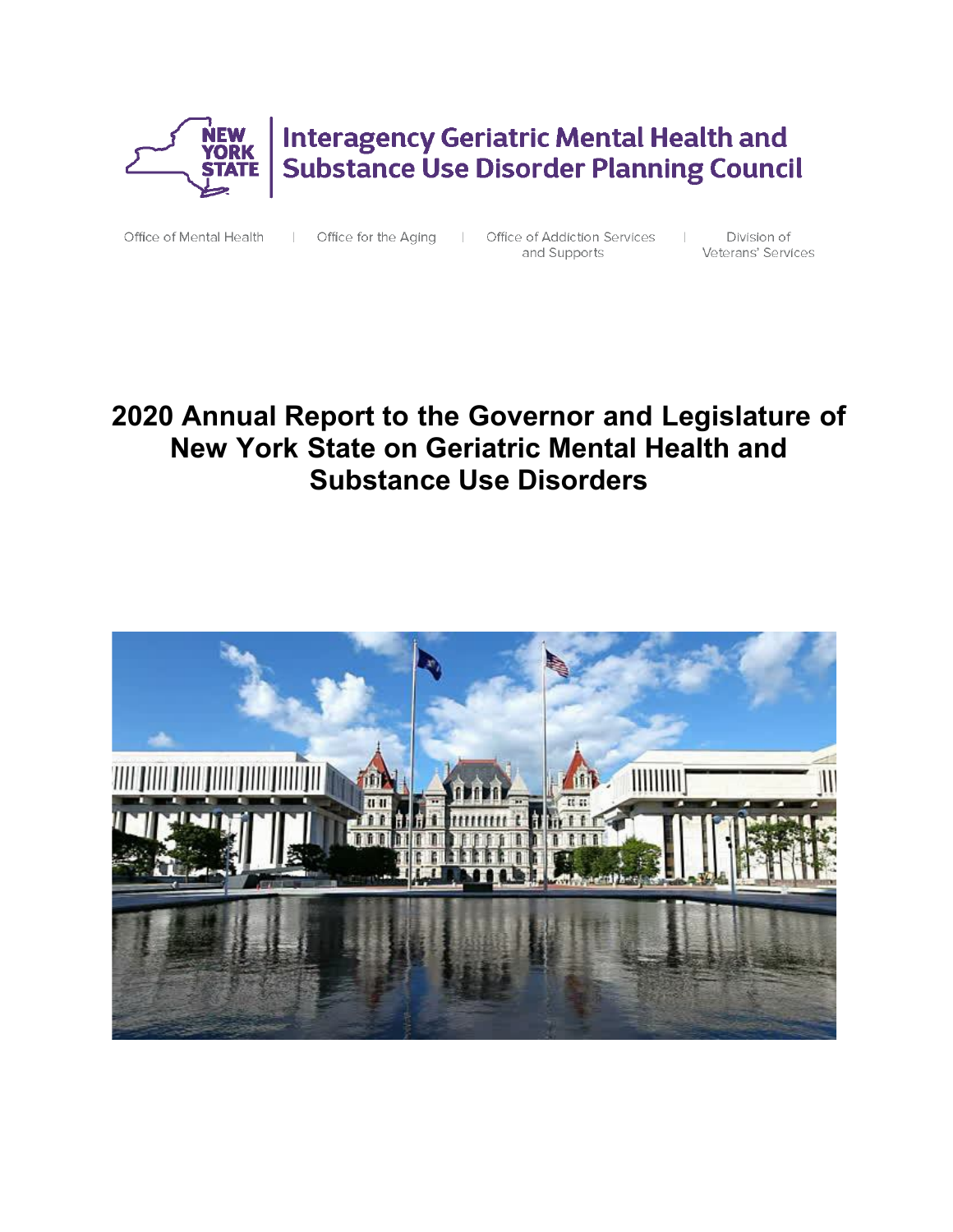Interagency Geriatric Mental Health and Substance Use Disorder Planning Council

Office of Mental Health | Office for the Aging | Office of Addiction Services and Supports | Division of Veterans' Services

# 2020 Annual Report to the Governor and Legislature of New York State on Geriatric Mental Health and Substance Use Disorders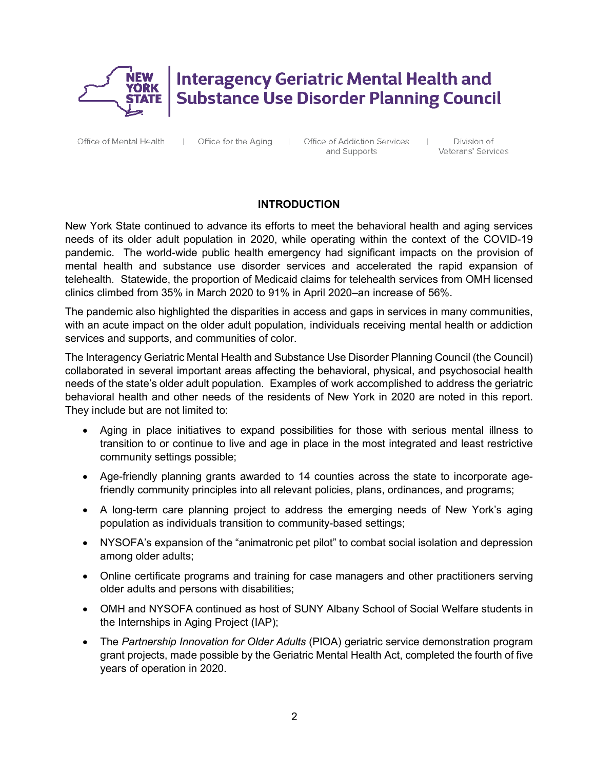# Interagency Geriatric Mental Health and Substance Use Disorder Planning Council

Office of Mental Health | Office for the Aging | Office of Addiction Services and Supports | Division of Veterans' Services

## INTRODUCTION

New York State continued to advance its efforts to meet the behavioral health and aging services needs of its older adult population in 2020, while operating within the context of the COVID-19 pandemic. The world-wide public health emergency had significant impacts on the provision of mental health and substance use disorder services and accelerated the rapid expansion of telehealth. Statewide, the proportion of Medicaid claims for telehealth services from OMH licensed clinics climbed from 35% in March 2020 to 91% in April 2020–an increase of 56%.

The pandemic also highlighted the disparities in access and gaps in services in many communities, with an acute impact on the older adult population, individuals receiving mental health or addiction services and supports, and communities of color.

The Interagency Geriatric Mental Health and Substance Use Disorder Planning Council (the Council) collaborated in several important areas affecting the behavioral, physical, and psychosocial health needs of the state's older adult population. Examples of work accomplished to address the geriatric behavioral health and other needs of the residents of New York in 2020 are noted in this report. They include but are not limited to:

- Aging in place initiatives to expand possibilities for those with serious mental illness to transition to or continue to live and age in place in the most integrated and least restrictive community settings possible;
- Age-friendly planning grants awarded to 14 counties across the state to incorporate age-friendly community principles into all relevant policies, plans, ordinances, and programs;
- A long-term care planning project to address the emerging needs of New York's aging population as individuals transition to community-based settings;
- NYSOFA's expansion of the "animatronic pet pilot" to combat social isolation and depression among older adults;
- Online certificate programs and training for case managers and other practitioners serving older adults and persons with disabilities;
- OMH and NYSOFA continued as host of SUNY Albany School of Social Welfare students in the Internships in Aging Project (IAP);
- The *Partnership Innovation for Older Adults* (PIOA) geriatric service demonstration program grant projects, made possible by the Geriatric Mental Health Act, completed the fourth of five years of operation in 2020.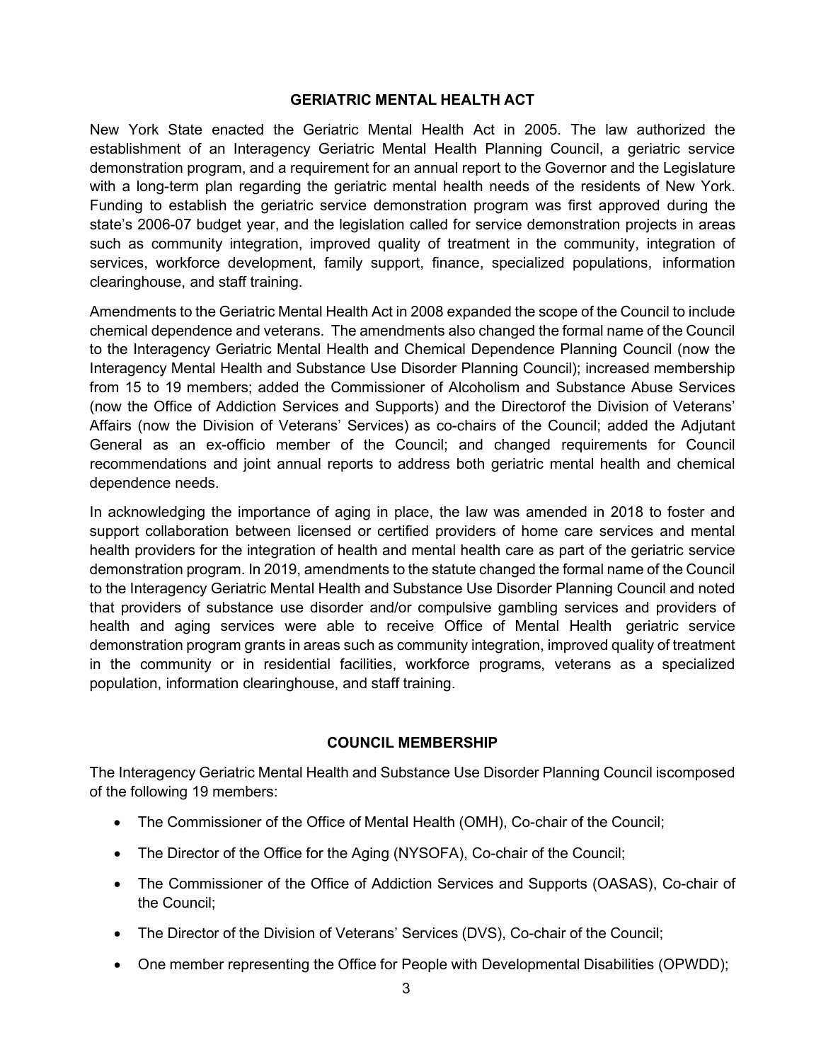## GERIATRIC MENTAL HEALTH ACT

New York State enacted the Geriatric Mental Health Act in 2005. The law authorized the establishment of an Interagency Geriatric Mental Health Planning Council, a geriatric service demonstration program, and a requirement for an annual report to the Governor and the Legislature with a long-term plan regarding the geriatric mental health needs of the residents of New York. Funding to establish the geriatric service demonstration program was first approved during the state's 2006-07 budget year, and the legislation called for service demonstration projects in areas such as community integration, improved quality of treatment in the community, integration of services, workforce development, family support, finance, specialized populations, information clearinghouse, and staff training.

Amendments to the Geriatric Mental Health Act in 2008 expanded the scope of the Council to include chemical dependence and veterans. The amendments also changed the formal name of the Council to the Interagency Geriatric Mental Health and Chemical Dependence Planning Council (now the Interagency Mental Health and Substance Use Disorder Planning Council); increased membership from 15 to 19 members; added the Commissioner of Alcoholism and Substance Abuse Services (now the Office of Addiction Services and Supports) and the Directorof the Division of Veterans' Affairs (now the Division of Veterans' Services) as co-chairs of the Council; added the Adjutant General as an ex-officio member of the Council; and changed requirements for Council recommendations and joint annual reports to address both geriatric mental health and chemical dependence needs.

In acknowledging the importance of aging in place, the law was amended in 2018 to foster and support collaboration between licensed or certified providers of home care services and mental health providers for the integration of health and mental health care as part of the geriatric service demonstration program. In 2019, amendments to the statute changed the formal name of the Council to the Interagency Geriatric Mental Health and Substance Use Disorder Planning Council and noted that providers of substance use disorder and/or compulsive gambling services and providers of health and aging services were able to receive Office of Mental Health geriatric service demonstration program grants in areas such as community integration, improved quality of treatment in the community or in residential facilities, workforce programs, veterans as a specialized population, information clearinghouse, and staff training.

## COUNCIL MEMBERSHIP

The Interagency Geriatric Mental Health and Substance Use Disorder Planning Council iscomposed of the following 19 members:

- The Commissioner of the Office of Mental Health (OMH), Co-chair of the Council;
- The Director of the Office for the Aging (NYSOFA), Co-chair of the Council;
- The Commissioner of the Office of Addiction Services and Supports (OASAS), Co-chair of the Council;
- The Director of the Division of Veterans' Services (DVS), Co-chair of the Council;
- One member representing the Office for People with Developmental Disabilities (OPWDD);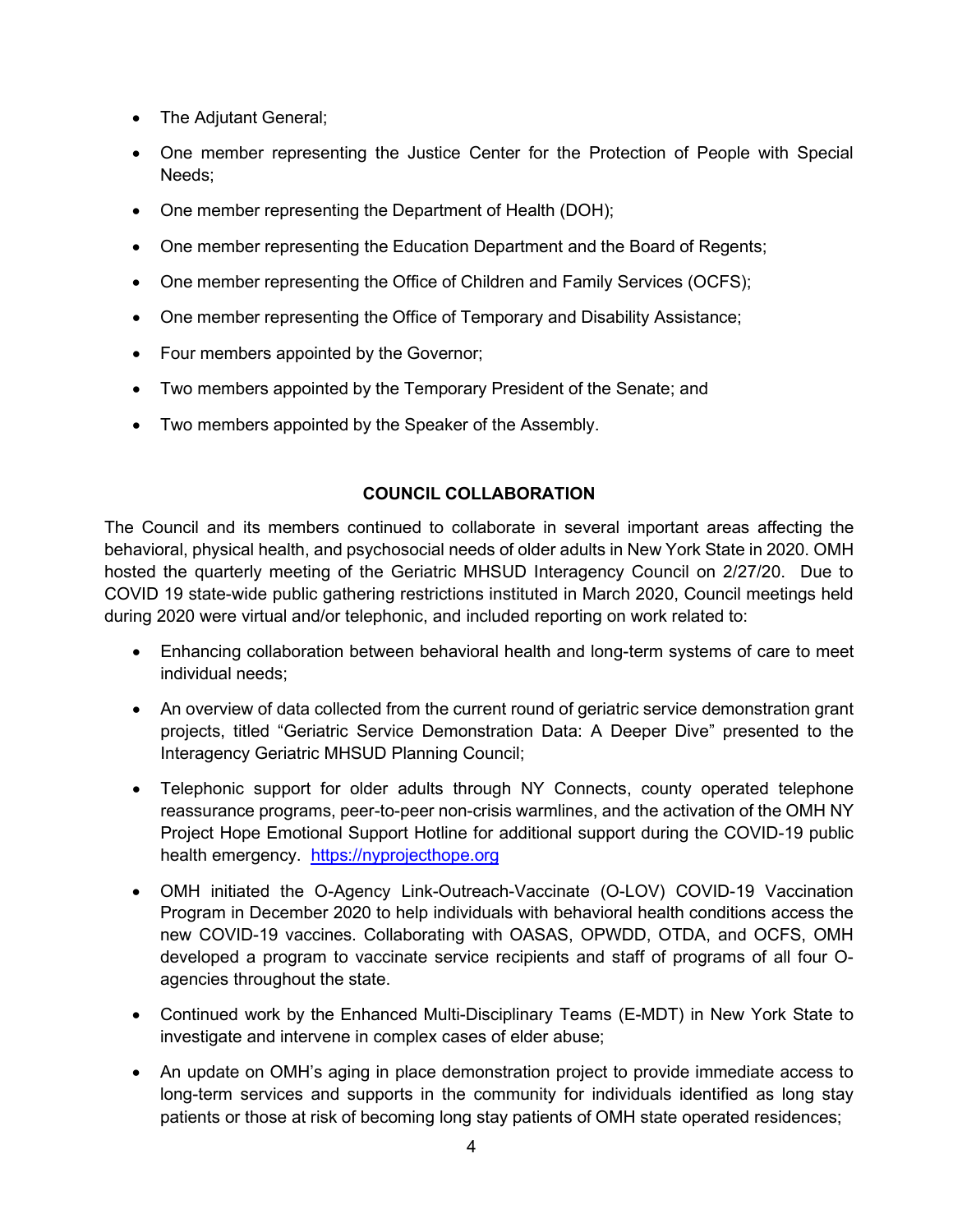- The Adjutant General;
- One member representing the Justice Center for the Protection of People with Special Needs;
- One member representing the Department of Health (DOH);
- One member representing the Education Department and the Board of Regents;
- One member representing the Office of Children and Family Services (OCFS);
- One member representing the Office of Temporary and Disability Assistance;
- Four members appointed by the Governor;
- Two members appointed by the Temporary President of the Senate; and
- Two members appointed by the Speaker of the Assembly.

## COUNCIL COLLABORATION

The Council and its members continued to collaborate in several important areas affecting the behavioral, physical health, and psychosocial needs of older adults in New York State in 2020. OMH hosted the quarterly meeting of the Geriatric MHSUD Interagency Council on 2/27/20. Due to COVID 19 state-wide public gathering restrictions instituted in March 2020, Council meetings held during 2020 were virtual and/or telephonic, and included reporting on work related to:

- Enhancing collaboration between behavioral health and long-term systems of care to meet individual needs;
- An overview of data collected from the current round of geriatric service demonstration grant projects, titled "Geriatric Service Demonstration Data: A Deeper Dive" presented to the Interagency Geriatric MHSUD Planning Council;
- Telephonic support for older adults through NY Connects, county operated telephone reassurance programs, peer-to-peer non-crisis warmlines, and the activation of the OMH NY Project Hope Emotional Support Hotline for additional support during the COVID-19 public health emergency. https://nyprojecthope.org
- OMH initiated the O-Agency Link-Outreach-Vaccinate (O-LOV) COVID-19 Vaccination Program in December 2020 to help individuals with behavioral health conditions access the new COVID-19 vaccines. Collaborating with OASAS, OPWDD, OTDA, and OCFS, OMH developed a program to vaccinate service recipients and staff of programs of all four O-agencies throughout the state.
- Continued work by the Enhanced Multi-Disciplinary Teams (E-MDT) in New York State to investigate and intervene in complex cases of elder abuse;
- An update on OMH's aging in place demonstration project to provide immediate access to long-term services and supports in the community for individuals identified as long stay patients or those at risk of becoming long stay patients of OMH state operated residences;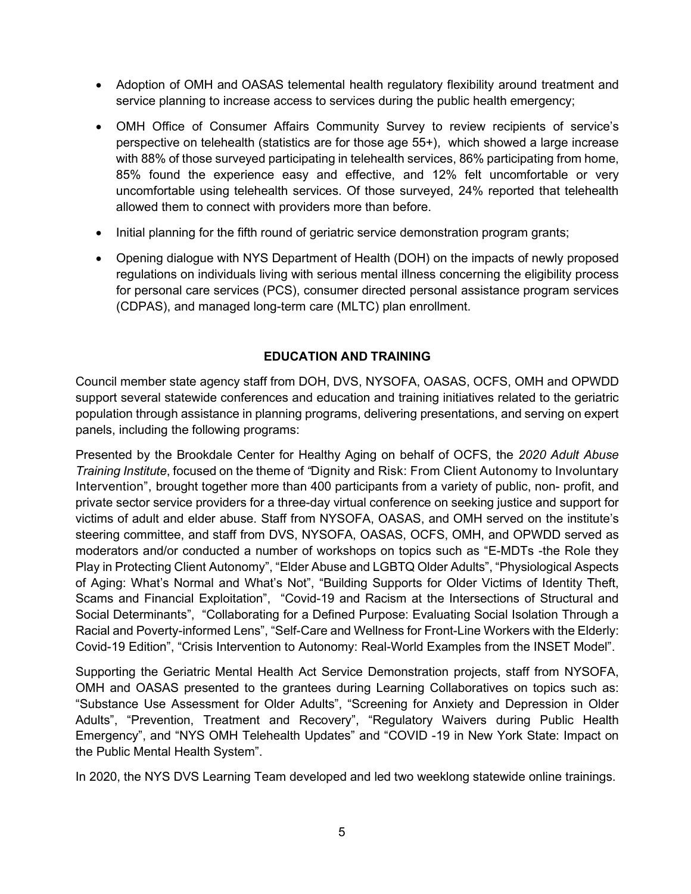- Adoption of OMH and OASAS telemental health regulatory flexibility around treatment and service planning to increase access to services during the public health emergency;
- OMH Office of Consumer Affairs Community Survey to review recipients of service's perspective on telehealth (statistics are for those age 55+), which showed a large increase with 88% of those surveyed participating in telehealth services, 86% participating from home, 85% found the experience easy and effective, and 12% felt uncomfortable or very uncomfortable using telehealth services. Of those surveyed, 24% reported that telehealth allowed them to connect with providers more than before.
- Initial planning for the fifth round of geriatric service demonstration program grants;
- Opening dialogue with NYS Department of Health (DOH) on the impacts of newly proposed regulations on individuals living with serious mental illness concerning the eligibility process for personal care services (PCS), consumer directed personal assistance program services (CDPAS), and managed long-term care (MLTC) plan enrollment.

## EDUCATION AND TRAINING

Council member state agency staff from DOH, DVS, NYSOFA, OASAS, OCFS, OMH and OPWDD support several statewide conferences and education and training initiatives related to the geriatric population through assistance in planning programs, delivering presentations, and serving on expert panels, including the following programs:

Presented by the Brookdale Center for Healthy Aging on behalf of OCFS, the *2020 Adult Abuse Training Institute*, focused on the theme of *"*Dignity and Risk: From Client Autonomy to Involuntary Intervention", brought together more than 400 participants from a variety of public, non- profit, and private sector service providers for a three-day virtual conference on seeking justice and support for victims of adult and elder abuse. Staff from NYSOFA, OASAS, and OMH served on the institute's steering committee, and staff from DVS, NYSOFA, OASAS, OCFS, OMH, and OPWDD served as moderators and/or conducted a number of workshops on topics such as "E-MDTs -the Role they Play in Protecting Client Autonomy", "Elder Abuse and LGBTQ Older Adults", "Physiological Aspects of Aging: What's Normal and What's Not", "Building Supports for Older Victims of Identity Theft, Scams and Financial Exploitation", "Covid-19 and Racism at the Intersections of Structural and Social Determinants", "Collaborating for a Defined Purpose: Evaluating Social Isolation Through a Racial and Poverty-informed Lens", "Self-Care and Wellness for Front-Line Workers with the Elderly: Covid-19 Edition", "Crisis Intervention to Autonomy: Real-World Examples from the INSET Model".

Supporting the Geriatric Mental Health Act Service Demonstration projects, staff from NYSOFA, OMH and OASAS presented to the grantees during Learning Collaboratives on topics such as: "Substance Use Assessment for Older Adults", "Screening for Anxiety and Depression in Older Adults", "Prevention, Treatment and Recovery", "Regulatory Waivers during Public Health Emergency", and "NYS OMH Telehealth Updates" and "COVID -19 in New York State: Impact on the Public Mental Health System".

In 2020, the NYS DVS Learning Team developed and led two weeklong statewide online trainings.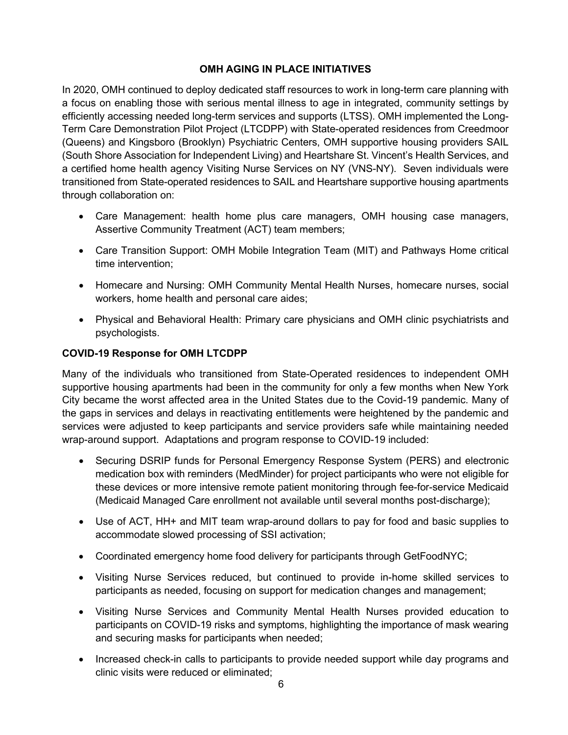## OMH AGING IN PLACE INITIATIVES

In 2020, OMH continued to deploy dedicated staff resources to work in long-term care planning with a focus on enabling those with serious mental illness to age in integrated, community settings by efficiently accessing needed long-term services and supports (LTSS). OMH implemented the Long-Term Care Demonstration Pilot Project (LTCDPP) with State-operated residences from Creedmoor (Queens) and Kingsboro (Brooklyn) Psychiatric Centers, OMH supportive housing providers SAIL (South Shore Association for Independent Living) and Heartshare St. Vincent's Health Services, and a certified home health agency Visiting Nurse Services on NY (VNS-NY). Seven individuals were transitioned from State-operated residences to SAIL and Heartshare supportive housing apartments through collaboration on:

- Care Management: health home plus care managers, OMH housing case managers, Assertive Community Treatment (ACT) team members;
- Care Transition Support: OMH Mobile Integration Team (MIT) and Pathways Home critical time intervention;
- Homecare and Nursing: OMH Community Mental Health Nurses, homecare nurses, social workers, home health and personal care aides;
- Physical and Behavioral Health: Primary care physicians and OMH clinic psychiatrists and psychologists.

### COVID-19 Response for OMH LTCDPP

Many of the individuals who transitioned from State-Operated residences to independent OMH supportive housing apartments had been in the community for only a few months when New York City became the worst affected area in the United States due to the Covid-19 pandemic. Many of the gaps in services and delays in reactivating entitlements were heightened by the pandemic and services were adjusted to keep participants and service providers safe while maintaining needed wrap-around support. Adaptations and program response to COVID-19 included:

- Securing DSRIP funds for Personal Emergency Response System (PERS) and electronic medication box with reminders (MedMinder) for project participants who were not eligible for these devices or more intensive remote patient monitoring through fee-for-service Medicaid (Medicaid Managed Care enrollment not available until several months post-discharge);
- Use of ACT, HH+ and MIT team wrap-around dollars to pay for food and basic supplies to accommodate slowed processing of SSI activation;
- Coordinated emergency home food delivery for participants through GetFoodNYC;
- Visiting Nurse Services reduced, but continued to provide in-home skilled services to participants as needed, focusing on support for medication changes and management;
- Visiting Nurse Services and Community Mental Health Nurses provided education to participants on COVID-19 risks and symptoms, highlighting the importance of mask wearing and securing masks for participants when needed;
- Increased check-in calls to participants to provide needed support while day programs and clinic visits were reduced or eliminated;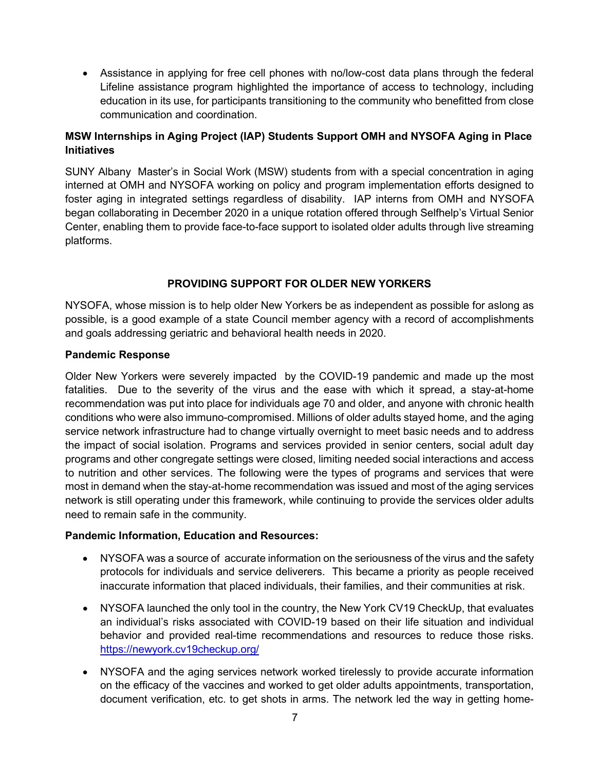- Assistance in applying for free cell phones with no/low-cost data plans through the federal Lifeline assistance program highlighted the importance of access to technology, including education in its use, for participants transitioning to the community who benefitted from close communication and coordination.

**MSW Internships in Aging Project (IAP) Students Support OMH and NYSOFA Aging in Place Initiatives**

SUNY Albany Master's in Social Work (MSW) students from with a special concentration in aging interned at OMH and NYSOFA working on policy and program implementation efforts designed to foster aging in integrated settings regardless of disability. IAP interns from OMH and NYSOFA began collaborating in December 2020 in a unique rotation offered through Selfhelp's Virtual Senior Center, enabling them to provide face-to-face support to isolated older adults through live streaming platforms.

## PROVIDING SUPPORT FOR OLDER NEW YORKERS

NYSOFA, whose mission is to help older New Yorkers be as independent as possible for aslong as possible, is a good example of a state Council member agency with a record of accomplishments and goals addressing geriatric and behavioral health needs in 2020.

**Pandemic Response**

Older New Yorkers were severely impacted by the COVID-19 pandemic and made up the most fatalities. Due to the severity of the virus and the ease with which it spread, a stay-at-home recommendation was put into place for individuals age 70 and older, and anyone with chronic health conditions who were also immuno-compromised. Millions of older adults stayed home, and the aging service network infrastructure had to change virtually overnight to meet basic needs and to address the impact of social isolation. Programs and services provided in senior centers, social adult day programs and other congregate settings were closed, limiting needed social interactions and access to nutrition and other services. The following were the types of programs and services that were most in demand when the stay-at-home recommendation was issued and most of the aging services network is still operating under this framework, while continuing to provide the services older adults need to remain safe in the community.

**Pandemic Information, Education and Resources:**

- NYSOFA was a source of accurate information on the seriousness of the virus and the safety protocols for individuals and service deliverers. This became a priority as people received inaccurate information that placed individuals, their families, and their communities at risk.
- NYSOFA launched the only tool in the country, the New York CV19 CheckUp, that evaluates an individual's risks associated with COVID-19 based on their life situation and individual behavior and provided real-time recommendations and resources to reduce those risks. https://newyork.cv19checkup.org/
- NYSOFA and the aging services network worked tirelessly to provide accurate information on the efficacy of the vaccines and worked to get older adults appointments, transportation, document verification, etc. to get shots in arms. The network led the way in getting home-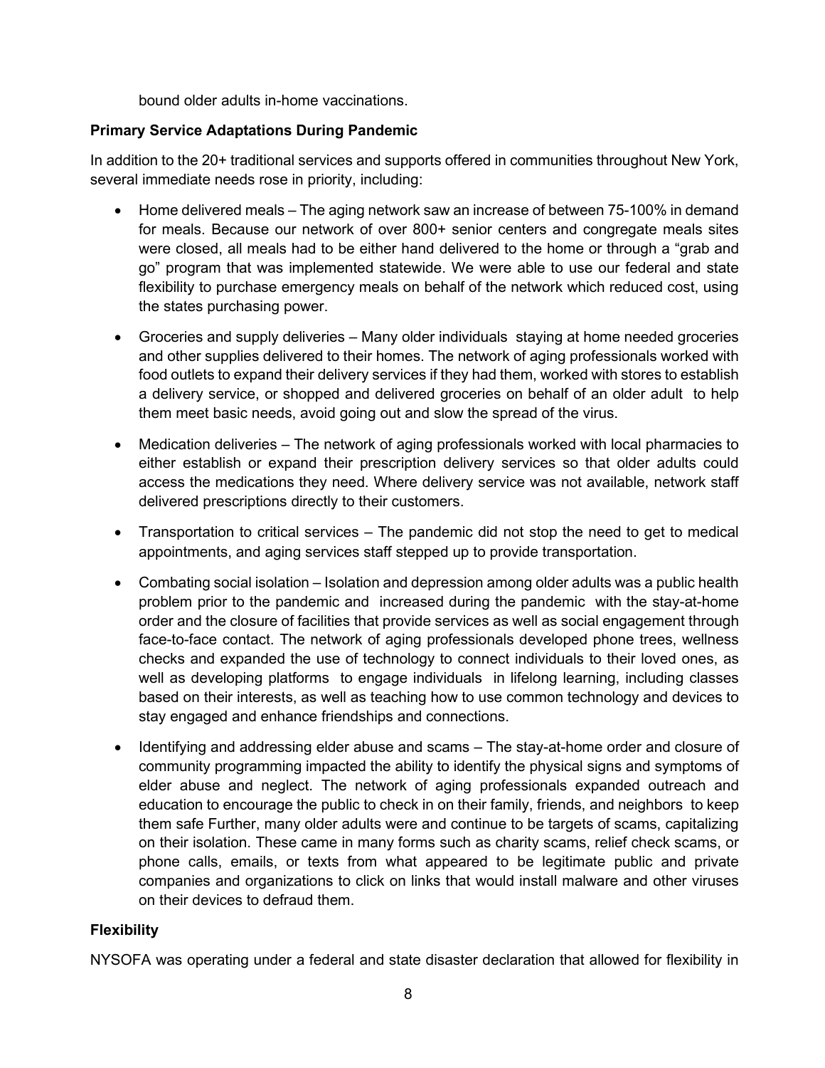bound older adults in-home vaccinations.

**Primary Service Adaptations During Pandemic**

In addition to the 20+ traditional services and supports offered in communities throughout New York, several immediate needs rose in priority, including:

- Home delivered meals – The aging network saw an increase of between 75-100% in demand for meals. Because our network of over 800+ senior centers and congregate meals sites were closed, all meals had to be either hand delivered to the home or through a "grab and go" program that was implemented statewide. We were able to use our federal and state flexibility to purchase emergency meals on behalf of the network which reduced cost, using the states purchasing power.

- Groceries and supply deliveries – Many older individuals staying at home needed groceries and other supplies delivered to their homes. The network of aging professionals worked with food outlets to expand their delivery services if they had them, worked with stores to establish a delivery service, or shopped and delivered groceries on behalf of an older adult to help them meet basic needs, avoid going out and slow the spread of the virus.

- Medication deliveries – The network of aging professionals worked with local pharmacies to either establish or expand their prescription delivery services so that older adults could access the medications they need. Where delivery service was not available, network staff delivered prescriptions directly to their customers.

- Transportation to critical services – The pandemic did not stop the need to get to medical appointments, and aging services staff stepped up to provide transportation.

- Combating social isolation – Isolation and depression among older adults was a public health problem prior to the pandemic and increased during the pandemic with the stay-at-home order and the closure of facilities that provide services as well as social engagement through face-to-face contact. The network of aging professionals developed phone trees, wellness checks and expanded the use of technology to connect individuals to their loved ones, as well as developing platforms to engage individuals in lifelong learning, including classes based on their interests, as well as teaching how to use common technology and devices to stay engaged and enhance friendships and connections.

- Identifying and addressing elder abuse and scams – The stay-at-home order and closure of community programming impacted the ability to identify the physical signs and symptoms of elder abuse and neglect. The network of aging professionals expanded outreach and education to encourage the public to check in on their family, friends, and neighbors to keep them safe Further, many older adults were and continue to be targets of scams, capitalizing on their isolation. These came in many forms such as charity scams, relief check scams, or phone calls, emails, or texts from what appeared to be legitimate public and private companies and organizations to click on links that would install malware and other viruses on their devices to defraud them.

**Flexibility**

NYSOFA was operating under a federal and state disaster declaration that allowed for flexibility in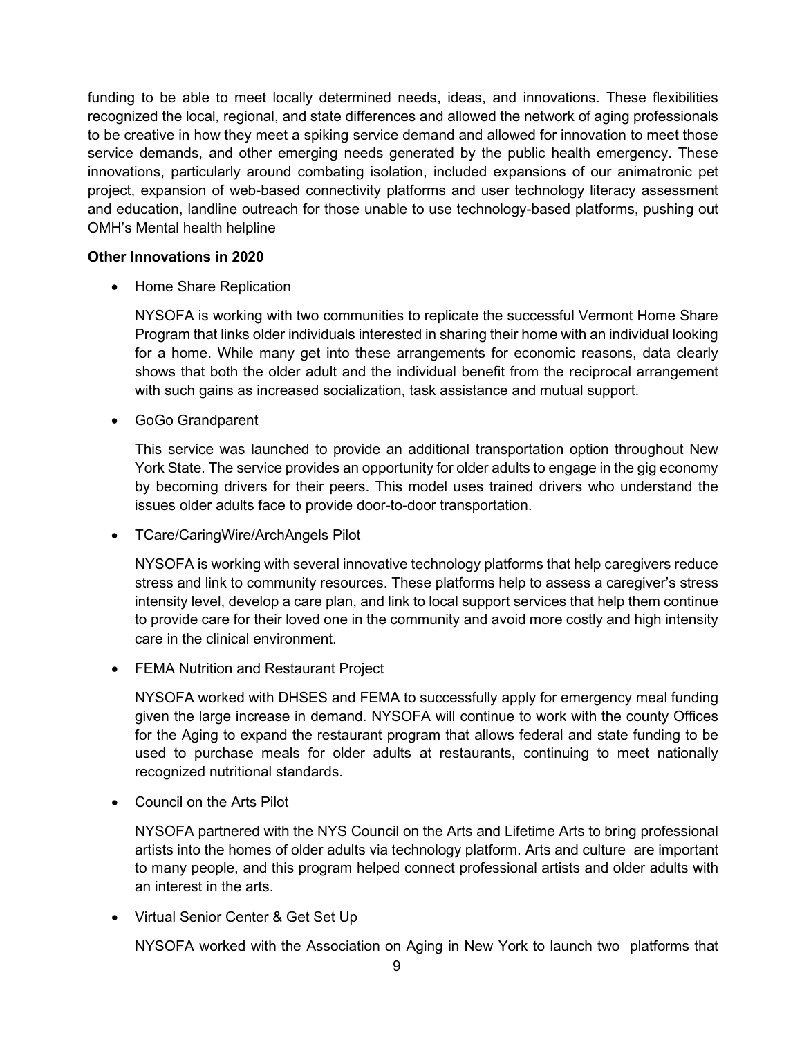funding to be able to meet locally determined needs, ideas, and innovations. These flexibilities recognized the local, regional, and state differences and allowed the network of aging professionals to be creative in how they meet a spiking service demand and allowed for innovation to meet those service demands, and other emerging needs generated by the public health emergency. These innovations, particularly around combating isolation, included expansions of our animatronic pet project, expansion of web-based connectivity platforms and user technology literacy assessment and education, landline outreach for those unable to use technology-based platforms, pushing out OMH's Mental health helpline

**Other Innovations in 2020**

- Home Share Replication

  NYSOFA is working with two communities to replicate the successful Vermont Home Share Program that links older individuals interested in sharing their home with an individual looking for a home. While many get into these arrangements for economic reasons, data clearly shows that both the older adult and the individual benefit from the reciprocal arrangement with such gains as increased socialization, task assistance and mutual support.

- GoGo Grandparent

  This service was launched to provide an additional transportation option throughout New York State. The service provides an opportunity for older adults to engage in the gig economy by becoming drivers for their peers. This model uses trained drivers who understand the issues older adults face to provide door-to-door transportation.

- TCare/CaringWire/ArchAngels Pilot

  NYSOFA is working with several innovative technology platforms that help caregivers reduce stress and link to community resources. These platforms help to assess a caregiver's stress intensity level, develop a care plan, and link to local support services that help them continue to provide care for their loved one in the community and avoid more costly and high intensity care in the clinical environment.

- FEMA Nutrition and Restaurant Project

  NYSOFA worked with DHSES and FEMA to successfully apply for emergency meal funding given the large increase in demand. NYSOFA will continue to work with the county Offices for the Aging to expand the restaurant program that allows federal and state funding to be used to purchase meals for older adults at restaurants, continuing to meet nationally recognized nutritional standards.

- Council on the Arts Pilot

  NYSOFA partnered with the NYS Council on the Arts and Lifetime Arts to bring professional artists into the homes of older adults via technology platform. Arts and culture are important to many people, and this program helped connect professional artists and older adults with an interest in the arts.

- Virtual Senior Center & Get Set Up

  NYSOFA worked with the Association on Aging in New York to launch two platforms that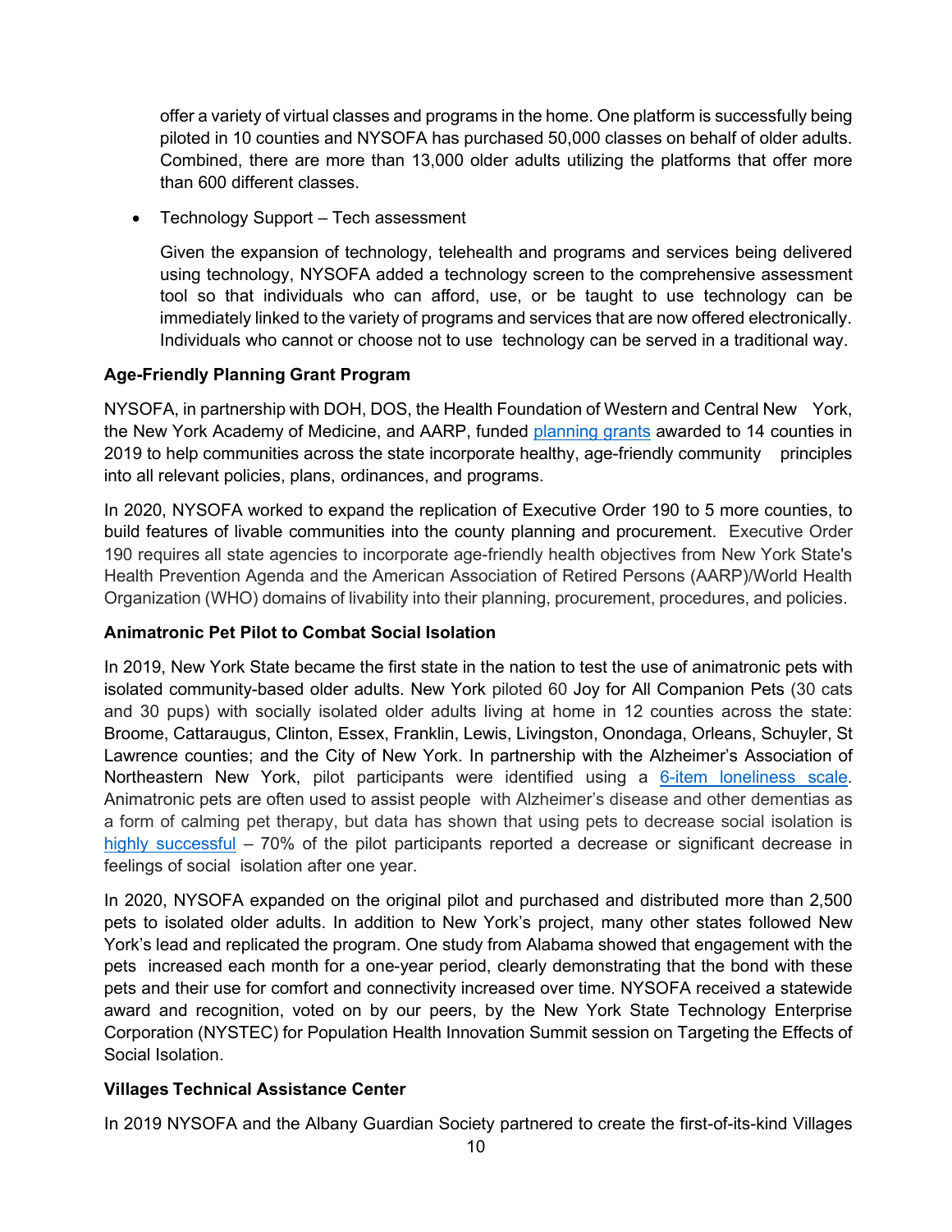offer a variety of virtual classes and programs in the home. One platform is successfully being piloted in 10 counties and NYSOFA has purchased 50,000 classes on behalf of older adults. Combined, there are more than 13,000 older adults utilizing the platforms that offer more than 600 different classes.

- Technology Support – Tech assessment

  Given the expansion of technology, telehealth and programs and services being delivered using technology, NYSOFA added a technology screen to the comprehensive assessment tool so that individuals who can afford, use, or be taught to use technology can be immediately linked to the variety of programs and services that are now offered electronically. Individuals who cannot or choose not to use technology can be served in a traditional way.

**Age-Friendly Planning Grant Program**

NYSOFA, in partnership with DOH, DOS, the Health Foundation of Western and Central New York, the New York Academy of Medicine, and AARP, funded planning grants awarded to 14 counties in 2019 to help communities across the state incorporate healthy, age-friendly community principles into all relevant policies, plans, ordinances, and programs.

In 2020, NYSOFA worked to expand the replication of Executive Order 190 to 5 more counties, to build features of livable communities into the county planning and procurement. Executive Order 190 requires all state agencies to incorporate age-friendly health objectives from New York State's Health Prevention Agenda and the American Association of Retired Persons (AARP)/World Health Organization (WHO) domains of livability into their planning, procurement, procedures, and policies.

**Animatronic Pet Pilot to Combat Social Isolation**

In 2019, New York State became the first state in the nation to test the use of animatronic pets with isolated community-based older adults. New York piloted 60 Joy for All Companion Pets (30 cats and 30 pups) with socially isolated older adults living at home in 12 counties across the state: Broome, Cattaraugus, Clinton, Essex, Franklin, Lewis, Livingston, Onondaga, Orleans, Schuyler, St Lawrence counties; and the City of New York. In partnership with the Alzheimer's Association of Northeastern New York, pilot participants were identified using a 6-item loneliness scale. Animatronic pets are often used to assist people with Alzheimer's disease and other dementias as a form of calming pet therapy, but data has shown that using pets to decrease social isolation is highly successful – 70% of the pilot participants reported a decrease or significant decrease in feelings of social isolation after one year.

In 2020, NYSOFA expanded on the original pilot and purchased and distributed more than 2,500 pets to isolated older adults. In addition to New York's project, many other states followed New York's lead and replicated the program. One study from Alabama showed that engagement with the pets increased each month for a one-year period, clearly demonstrating that the bond with these pets and their use for comfort and connectivity increased over time. NYSOFA received a statewide award and recognition, voted on by our peers, by the New York State Technology Enterprise Corporation (NYSTEC) for Population Health Innovation Summit session on Targeting the Effects of Social Isolation.

**Villages Technical Assistance Center**

In 2019 NYSOFA and the Albany Guardian Society partnered to create the first-of-its-kind Villages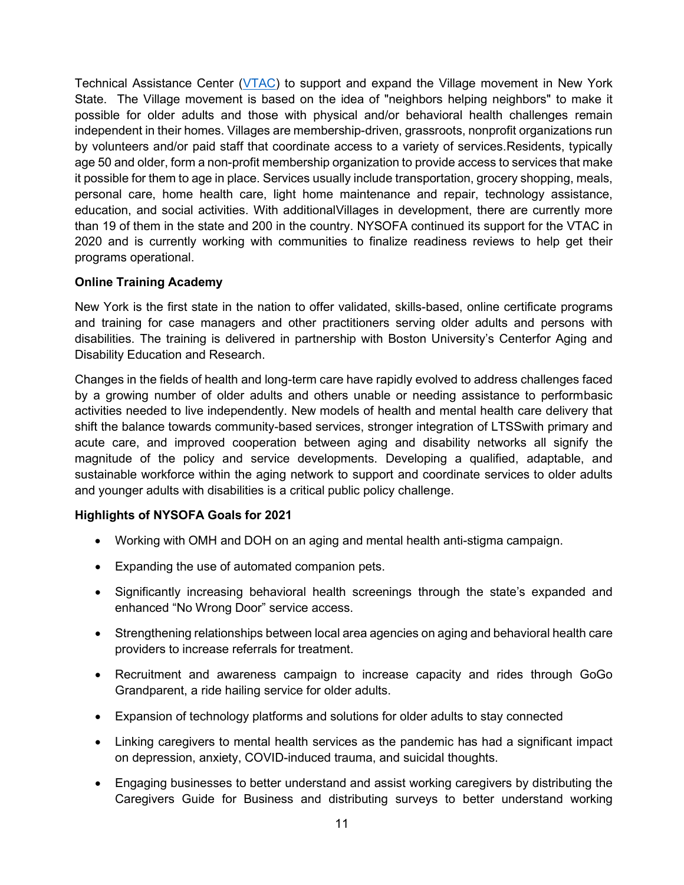Technical Assistance Center (VTAC) to support and expand the Village movement in New York State. The Village movement is based on the idea of "neighbors helping neighbors" to make it possible for older adults and those with physical and/or behavioral health challenges remain independent in their homes. Villages are membership-driven, grassroots, nonprofit organizations run by volunteers and/or paid staff that coordinate access to a variety of services.Residents, typically age 50 and older, form a non-profit membership organization to provide access to services that make it possible for them to age in place. Services usually include transportation, grocery shopping, meals, personal care, home health care, light home maintenance and repair, technology assistance, education, and social activities. With additionalVillages in development, there are currently more than 19 of them in the state and 200 in the country. NYSOFA continued its support for the VTAC in 2020 and is currently working with communities to finalize readiness reviews to help get their programs operational.

**Online Training Academy**

New York is the first state in the nation to offer validated, skills-based, online certificate programs and training for case managers and other practitioners serving older adults and persons with disabilities. The training is delivered in partnership with Boston University's Centerfor Aging and Disability Education and Research.

Changes in the fields of health and long-term care have rapidly evolved to address challenges faced by a growing number of older adults and others unable or needing assistance to performbasic activities needed to live independently. New models of health and mental health care delivery that shift the balance towards community-based services, stronger integration of LTSSwith primary and acute care, and improved cooperation between aging and disability networks all signify the magnitude of the policy and service developments. Developing a qualified, adaptable, and sustainable workforce within the aging network to support and coordinate services to older adults and younger adults with disabilities is a critical public policy challenge.

**Highlights of NYSOFA Goals for 2021**

- Working with OMH and DOH on an aging and mental health anti-stigma campaign.
- Expanding the use of automated companion pets.
- Significantly increasing behavioral health screenings through the state's expanded and enhanced "No Wrong Door" service access.
- Strengthening relationships between local area agencies on aging and behavioral health care providers to increase referrals for treatment.
- Recruitment and awareness campaign to increase capacity and rides through GoGo Grandparent, a ride hailing service for older adults.
- Expansion of technology platforms and solutions for older adults to stay connected
- Linking caregivers to mental health services as the pandemic has had a significant impact on depression, anxiety, COVID-induced trauma, and suicidal thoughts.
- Engaging businesses to better understand and assist working caregivers by distributing the Caregivers Guide for Business and distributing surveys to better understand working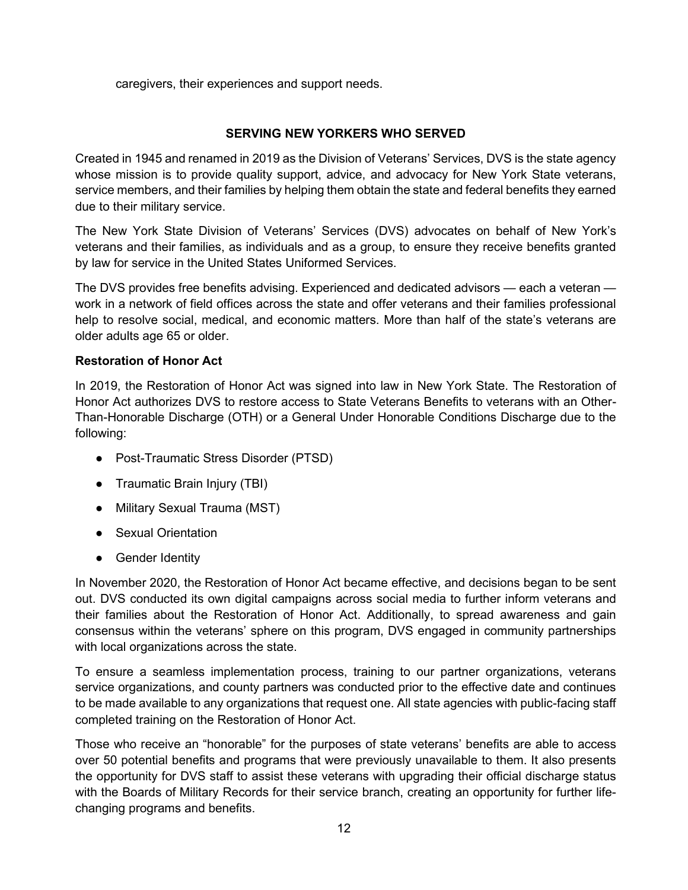caregivers, their experiences and support needs.

## SERVING NEW YORKERS WHO SERVED

Created in 1945 and renamed in 2019 as the Division of Veterans' Services, DVS is the state agency whose mission is to provide quality support, advice, and advocacy for New York State veterans, service members, and their families by helping them obtain the state and federal benefits they earned due to their military service.

The New York State Division of Veterans' Services (DVS) advocates on behalf of New York's veterans and their families, as individuals and as a group, to ensure they receive benefits granted by law for service in the United States Uniformed Services.

The DVS provides free benefits advising. Experienced and dedicated advisors — each a veteran — work in a network of field offices across the state and offer veterans and their families professional help to resolve social, medical, and economic matters. More than half of the state's veterans are older adults age 65 or older.

### Restoration of Honor Act

In 2019, the Restoration of Honor Act was signed into law in New York State. The Restoration of Honor Act authorizes DVS to restore access to State Veterans Benefits to veterans with an Other-Than-Honorable Discharge (OTH) or a General Under Honorable Conditions Discharge due to the following:

- Post-Traumatic Stress Disorder (PTSD)
- Traumatic Brain Injury (TBI)
- Military Sexual Trauma (MST)
- Sexual Orientation
- Gender Identity

In November 2020, the Restoration of Honor Act became effective, and decisions began to be sent out. DVS conducted its own digital campaigns across social media to further inform veterans and their families about the Restoration of Honor Act. Additionally, to spread awareness and gain consensus within the veterans' sphere on this program, DVS engaged in community partnerships with local organizations across the state.

To ensure a seamless implementation process, training to our partner organizations, veterans service organizations, and county partners was conducted prior to the effective date and continues to be made available to any organizations that request one. All state agencies with public-facing staff completed training on the Restoration of Honor Act.

Those who receive an "honorable" for the purposes of state veterans' benefits are able to access over 50 potential benefits and programs that were previously unavailable to them. It also presents the opportunity for DVS staff to assist these veterans with upgrading their official discharge status with the Boards of Military Records for their service branch, creating an opportunity for further life-changing programs and benefits.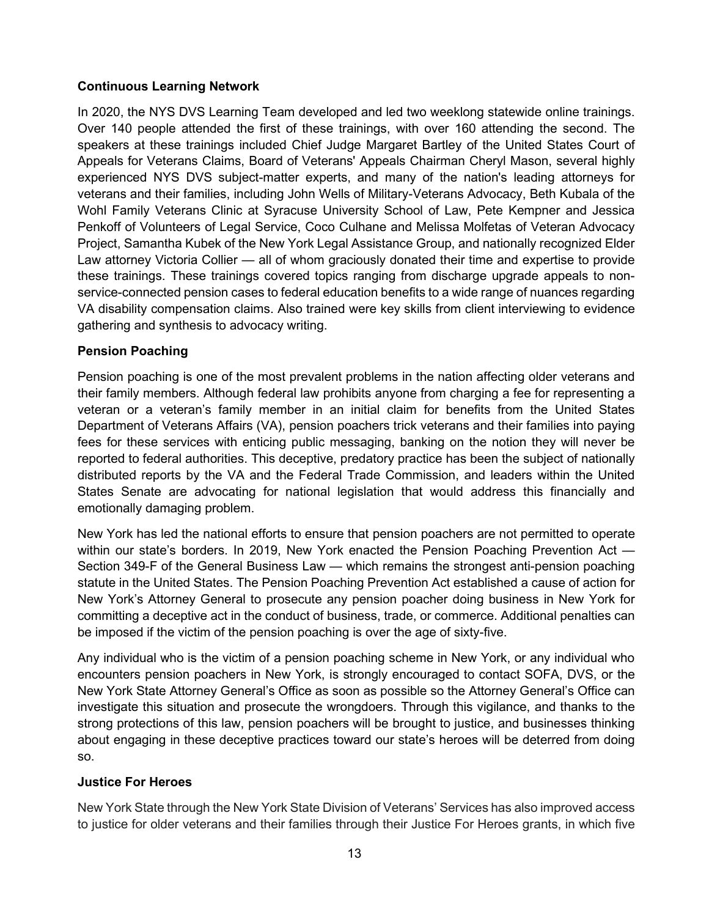**Continuous Learning Network**

In 2020, the NYS DVS Learning Team developed and led two weeklong statewide online trainings. Over 140 people attended the first of these trainings, with over 160 attending the second. The speakers at these trainings included Chief Judge Margaret Bartley of the United States Court of Appeals for Veterans Claims, Board of Veterans' Appeals Chairman Cheryl Mason, several highly experienced NYS DVS subject-matter experts, and many of the nation's leading attorneys for veterans and their families, including John Wells of Military-Veterans Advocacy, Beth Kubala of the Wohl Family Veterans Clinic at Syracuse University School of Law, Pete Kempner and Jessica Penkoff of Volunteers of Legal Service, Coco Culhane and Melissa Molfetas of Veteran Advocacy Project, Samantha Kubek of the New York Legal Assistance Group, and nationally recognized Elder Law attorney Victoria Collier — all of whom graciously donated their time and expertise to provide these trainings. These trainings covered topics ranging from discharge upgrade appeals to non-service-connected pension cases to federal education benefits to a wide range of nuances regarding VA disability compensation claims. Also trained were key skills from client interviewing to evidence gathering and synthesis to advocacy writing.

**Pension Poaching**

Pension poaching is one of the most prevalent problems in the nation affecting older veterans and their family members. Although federal law prohibits anyone from charging a fee for representing a veteran or a veteran's family member in an initial claim for benefits from the United States Department of Veterans Affairs (VA), pension poachers trick veterans and their families into paying fees for these services with enticing public messaging, banking on the notion they will never be reported to federal authorities. This deceptive, predatory practice has been the subject of nationally distributed reports by the VA and the Federal Trade Commission, and leaders within the United States Senate are advocating for national legislation that would address this financially and emotionally damaging problem.

New York has led the national efforts to ensure that pension poachers are not permitted to operate within our state's borders. In 2019, New York enacted the Pension Poaching Prevention Act — Section 349-F of the General Business Law — which remains the strongest anti-pension poaching statute in the United States. The Pension Poaching Prevention Act established a cause of action for New York's Attorney General to prosecute any pension poacher doing business in New York for committing a deceptive act in the conduct of business, trade, or commerce. Additional penalties can be imposed if the victim of the pension poaching is over the age of sixty-five.

Any individual who is the victim of a pension poaching scheme in New York, or any individual who encounters pension poachers in New York, is strongly encouraged to contact SOFA, DVS, or the New York State Attorney General's Office as soon as possible so the Attorney General's Office can investigate this situation and prosecute the wrongdoers. Through this vigilance, and thanks to the strong protections of this law, pension poachers will be brought to justice, and businesses thinking about engaging in these deceptive practices toward our state's heroes will be deterred from doing so.

**Justice For Heroes**

New York State through the New York State Division of Veterans' Services has also improved access to justice for older veterans and their families through their Justice For Heroes grants, in which five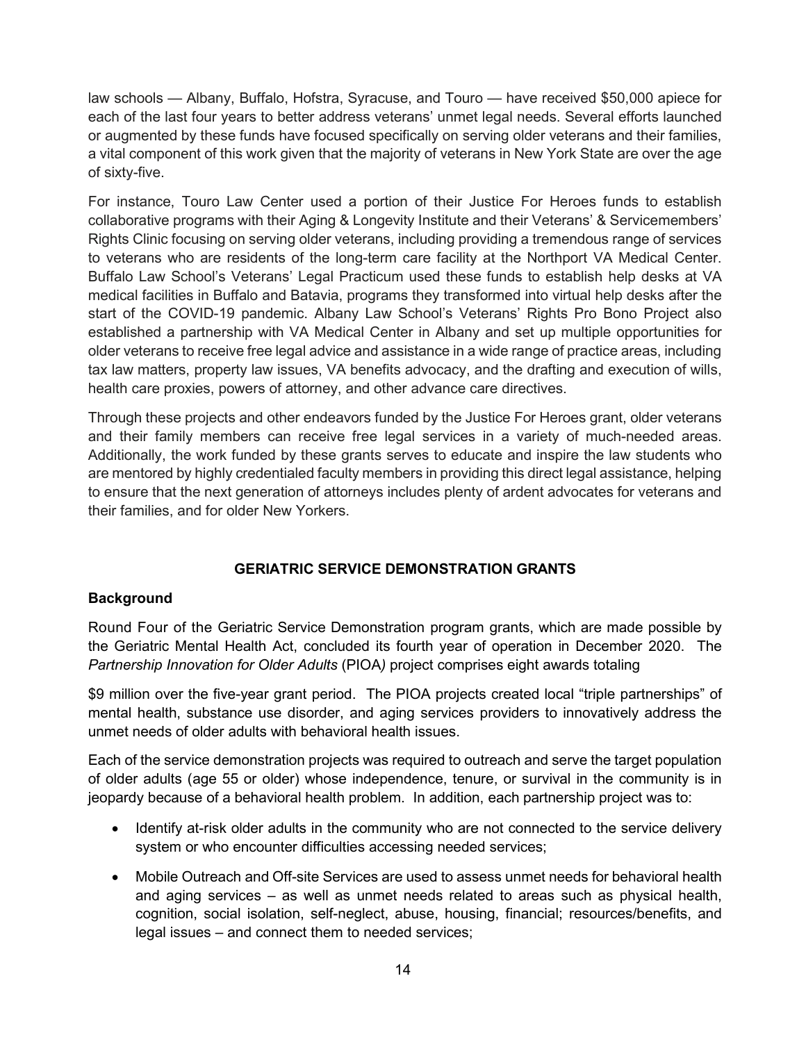law schools — Albany, Buffalo, Hofstra, Syracuse, and Touro — have received $50,000 apiece for each of the last four years to better address veterans' unmet legal needs. Several efforts launched or augmented by these funds have focused specifically on serving older veterans and their families, a vital component of this work given that the majority of veterans in New York State are over the age of sixty-five.

For instance, Touro Law Center used a portion of their Justice For Heroes funds to establish collaborative programs with their Aging & Longevity Institute and their Veterans' & Servicemembers' Rights Clinic focusing on serving older veterans, including providing a tremendous range of services to veterans who are residents of the long-term care facility at the Northport VA Medical Center. Buffalo Law School's Veterans' Legal Practicum used these funds to establish help desks at VA medical facilities in Buffalo and Batavia, programs they transformed into virtual help desks after the start of the COVID-19 pandemic. Albany Law School's Veterans' Rights Pro Bono Project also established a partnership with VA Medical Center in Albany and set up multiple opportunities for older veterans to receive free legal advice and assistance in a wide range of practice areas, including tax law matters, property law issues, VA benefits advocacy, and the drafting and execution of wills, health care proxies, powers of attorney, and other advance care directives.

Through these projects and other endeavors funded by the Justice For Heroes grant, older veterans and their family members can receive free legal services in a variety of much-needed areas. Additionally, the work funded by these grants serves to educate and inspire the law students who are mentored by highly credentialed faculty members in providing this direct legal assistance, helping to ensure that the next generation of attorneys includes plenty of ardent advocates for veterans and their families, and for older New Yorkers.

## GERIATRIC SERVICE DEMONSTRATION GRANTS

### Background

Round Four of the Geriatric Service Demonstration program grants, which are made possible by the Geriatric Mental Health Act, concluded its fourth year of operation in December 2020. The *Partnership Innovation for Older Adults* (PIOA) project comprises eight awards totaling $9 million over the five-year grant period. The PIOA projects created local "triple partnerships" of mental health, substance use disorder, and aging services providers to innovatively address the unmet needs of older adults with behavioral health issues.

Each of the service demonstration projects was required to outreach and serve the target population of older adults (age 55 or older) whose independence, tenure, or survival in the community is in jeopardy because of a behavioral health problem. In addition, each partnership project was to:

- Identify at-risk older adults in the community who are not connected to the service delivery system or who encounter difficulties accessing needed services;
- Mobile Outreach and Off-site Services are used to assess unmet needs for behavioral health and aging services – as well as unmet needs related to areas such as physical health, cognition, social isolation, self-neglect, abuse, housing, financial; resources/benefits, and legal issues – and connect them to needed services;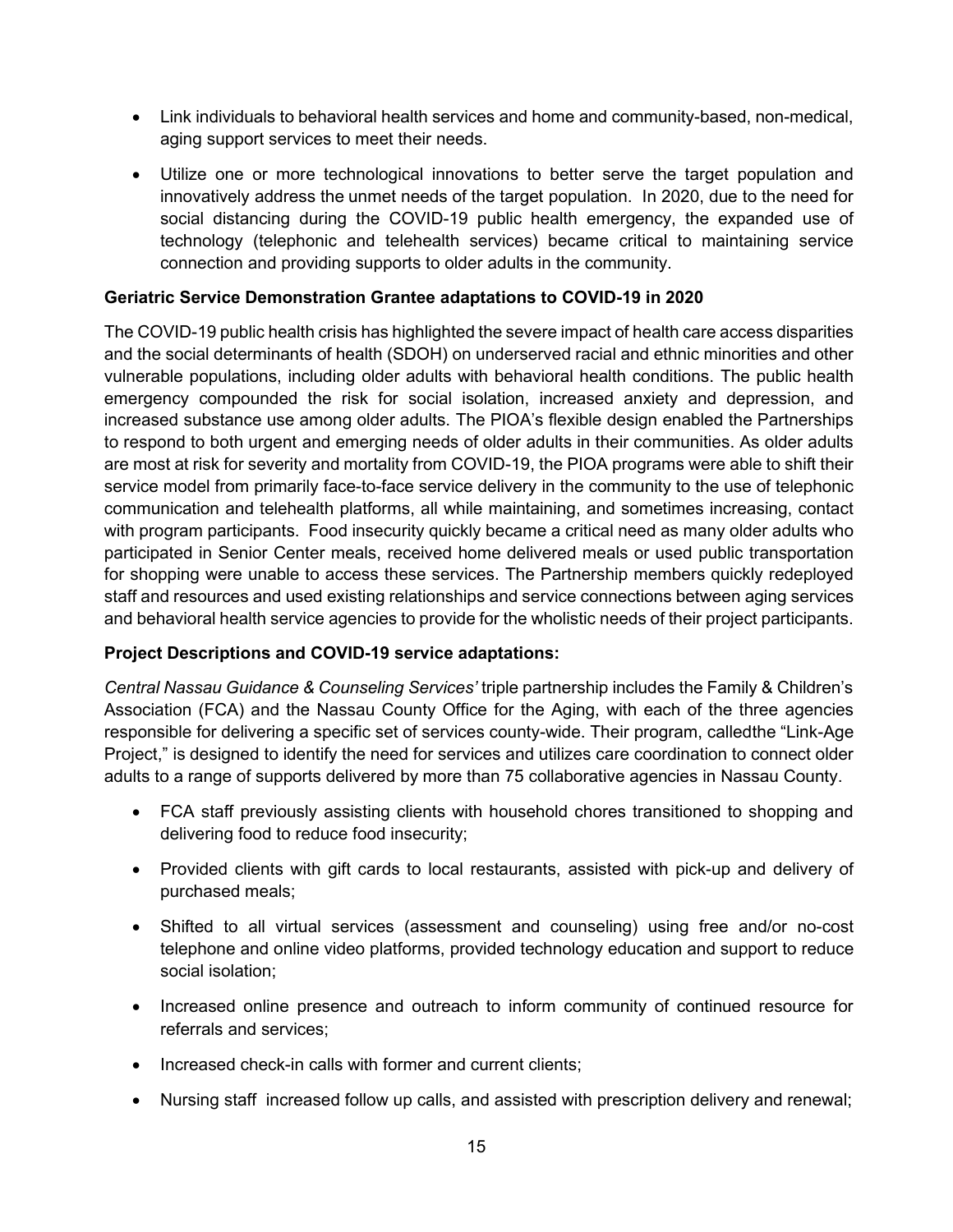- Link individuals to behavioral health services and home and community-based, non-medical, aging support services to meet their needs.

- Utilize one or more technological innovations to better serve the target population and innovatively address the unmet needs of the target population. In 2020, due to the need for social distancing during the COVID-19 public health emergency, the expanded use of technology (telephonic and telehealth services) became critical to maintaining service connection and providing supports to older adults in the community.

**Geriatric Service Demonstration Grantee adaptations to COVID-19 in 2020**

The COVID-19 public health crisis has highlighted the severe impact of health care access disparities and the social determinants of health (SDOH) on underserved racial and ethnic minorities and other vulnerable populations, including older adults with behavioral health conditions. The public health emergency compounded the risk for social isolation, increased anxiety and depression, and increased substance use among older adults. The PIOA's flexible design enabled the Partnerships to respond to both urgent and emerging needs of older adults in their communities. As older adults are most at risk for severity and mortality from COVID-19, the PIOA programs were able to shift their service model from primarily face-to-face service delivery in the community to the use of telephonic communication and telehealth platforms, all while maintaining, and sometimes increasing, contact with program participants. Food insecurity quickly became a critical need as many older adults who participated in Senior Center meals, received home delivered meals or used public transportation for shopping were unable to access these services. The Partnership members quickly redeployed staff and resources and used existing relationships and service connections between aging services and behavioral health service agencies to provide for the wholistic needs of their project participants.

**Project Descriptions and COVID-19 service adaptations:**

*Central Nassau Guidance & Counseling Services'* triple partnership includes the Family & Children's Association (FCA) and the Nassau County Office for the Aging, with each of the three agencies responsible for delivering a specific set of services county-wide. Their program, calledthe "Link-Age Project," is designed to identify the need for services and utilizes care coordination to connect older adults to a range of supports delivered by more than 75 collaborative agencies in Nassau County.

- FCA staff previously assisting clients with household chores transitioned to shopping and delivering food to reduce food insecurity;

- Provided clients with gift cards to local restaurants, assisted with pick-up and delivery of purchased meals;

- Shifted to all virtual services (assessment and counseling) using free and/or no-cost telephone and online video platforms, provided technology education and support to reduce social isolation;

- Increased online presence and outreach to inform community of continued resource for referrals and services;

- Increased check-in calls with former and current clients;

- Nursing staff increased follow up calls, and assisted with prescription delivery and renewal;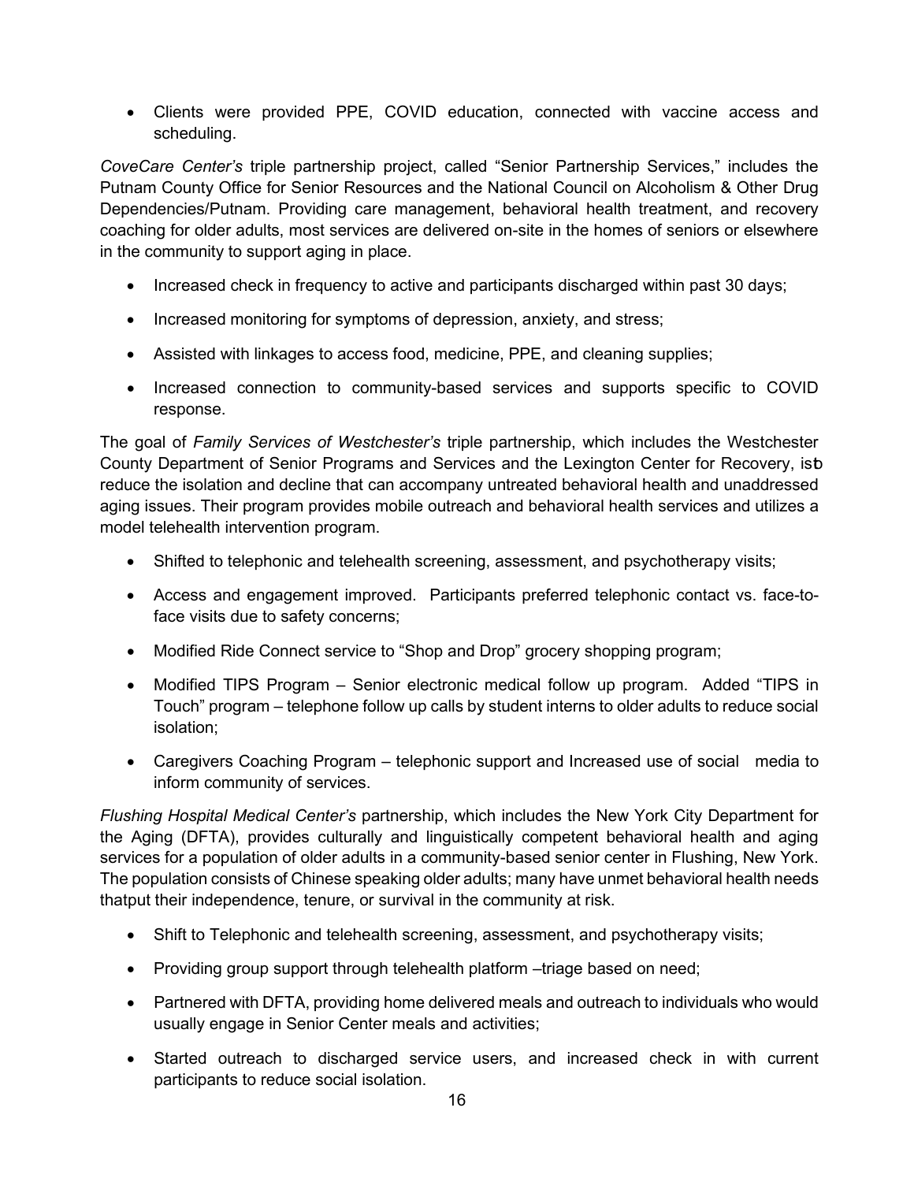- Clients were provided PPE, COVID education, connected with vaccine access and scheduling.

*CoveCare Center's* triple partnership project, called "Senior Partnership Services," includes the Putnam County Office for Senior Resources and the National Council on Alcoholism & Other Drug Dependencies/Putnam. Providing care management, behavioral health treatment, and recovery coaching for older adults, most services are delivered on-site in the homes of seniors or elsewhere in the community to support aging in place.

- Increased check in frequency to active and participants discharged within past 30 days;
- Increased monitoring for symptoms of depression, anxiety, and stress;
- Assisted with linkages to access food, medicine, PPE, and cleaning supplies;
- Increased connection to community-based services and supports specific to COVID response.

The goal of *Family Services of Westchester's* triple partnership, which includes the Westchester County Department of Senior Programs and Services and the Lexington Center for Recovery, isto reduce the isolation and decline that can accompany untreated behavioral health and unaddressed aging issues. Their program provides mobile outreach and behavioral health services and utilizes a model telehealth intervention program.

- Shifted to telephonic and telehealth screening, assessment, and psychotherapy visits;
- Access and engagement improved. Participants preferred telephonic contact vs. face-to-face visits due to safety concerns;
- Modified Ride Connect service to "Shop and Drop" grocery shopping program;
- Modified TIPS Program – Senior electronic medical follow up program. Added "TIPS in Touch" program – telephone follow up calls by student interns to older adults to reduce social isolation;
- Caregivers Coaching Program – telephonic support and Increased use of social media to inform community of services.

*Flushing Hospital Medical Center's* partnership, which includes the New York City Department for the Aging (DFTA), provides culturally and linguistically competent behavioral health and aging services for a population of older adults in a community-based senior center in Flushing, New York. The population consists of Chinese speaking older adults; many have unmet behavioral health needs thatput their independence, tenure, or survival in the community at risk.

- Shift to Telephonic and telehealth screening, assessment, and psychotherapy visits;
- Providing group support through telehealth platform –triage based on need;
- Partnered with DFTA, providing home delivered meals and outreach to individuals who would usually engage in Senior Center meals and activities;
- Started outreach to discharged service users, and increased check in with current participants to reduce social isolation.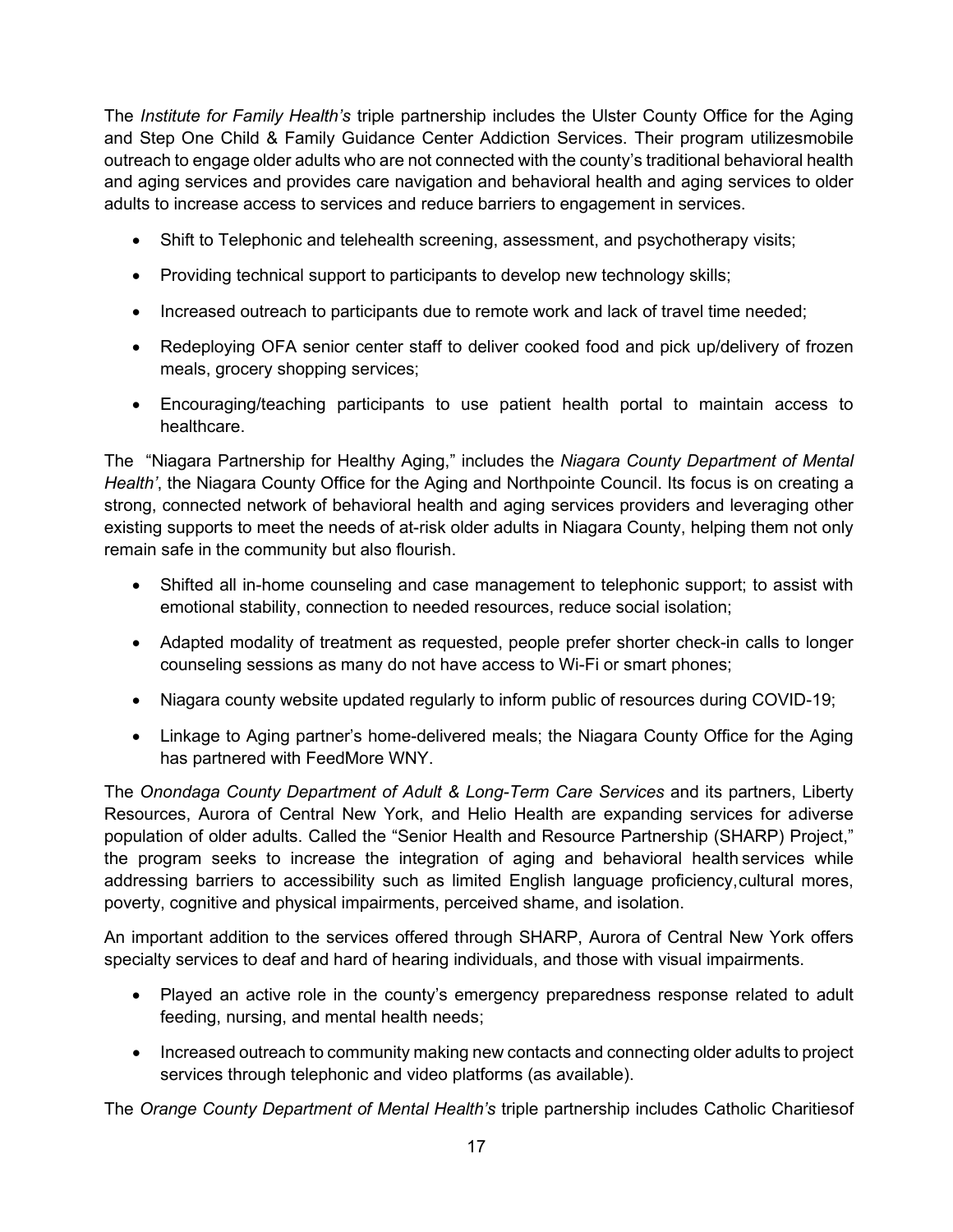The *Institute for Family Health's* triple partnership includes the Ulster County Office for the Aging and Step One Child & Family Guidance Center Addiction Services. Their program utilizesmobile outreach to engage older adults who are not connected with the county's traditional behavioral health and aging services and provides care navigation and behavioral health and aging services to older adults to increase access to services and reduce barriers to engagement in services.

- Shift to Telephonic and telehealth screening, assessment, and psychotherapy visits;
- Providing technical support to participants to develop new technology skills;
- Increased outreach to participants due to remote work and lack of travel time needed;
- Redeploying OFA senior center staff to deliver cooked food and pick up/delivery of frozen meals, grocery shopping services;
- Encouraging/teaching participants to use patient health portal to maintain access to healthcare.

The "Niagara Partnership for Healthy Aging," includes the *Niagara County Department of Mental Health'*, the Niagara County Office for the Aging and Northpointe Council. Its focus is on creating a strong, connected network of behavioral health and aging services providers and leveraging other existing supports to meet the needs of at-risk older adults in Niagara County, helping them not only remain safe in the community but also flourish.

- Shifted all in-home counseling and case management to telephonic support; to assist with emotional stability, connection to needed resources, reduce social isolation;
- Adapted modality of treatment as requested, people prefer shorter check-in calls to longer counseling sessions as many do not have access to Wi-Fi or smart phones;
- Niagara county website updated regularly to inform public of resources during COVID-19;
- Linkage to Aging partner's home-delivered meals; the Niagara County Office for the Aging has partnered with FeedMore WNY.

The *Onondaga County Department of Adult & Long-Term Care Services* and its partners, Liberty Resources, Aurora of Central New York, and Helio Health are expanding services for adiverse population of older adults. Called the "Senior Health and Resource Partnership (SHARP) Project," the program seeks to increase the integration of aging and behavioral health services while addressing barriers to accessibility such as limited English language proficiency,cultural mores, poverty, cognitive and physical impairments, perceived shame, and isolation.

An important addition to the services offered through SHARP, Aurora of Central New York offers specialty services to deaf and hard of hearing individuals, and those with visual impairments.

- Played an active role in the county's emergency preparedness response related to adult feeding, nursing, and mental health needs;
- Increased outreach to community making new contacts and connecting older adults to project services through telephonic and video platforms (as available).

The *Orange County Department of Mental Health's* triple partnership includes Catholic Charitiesof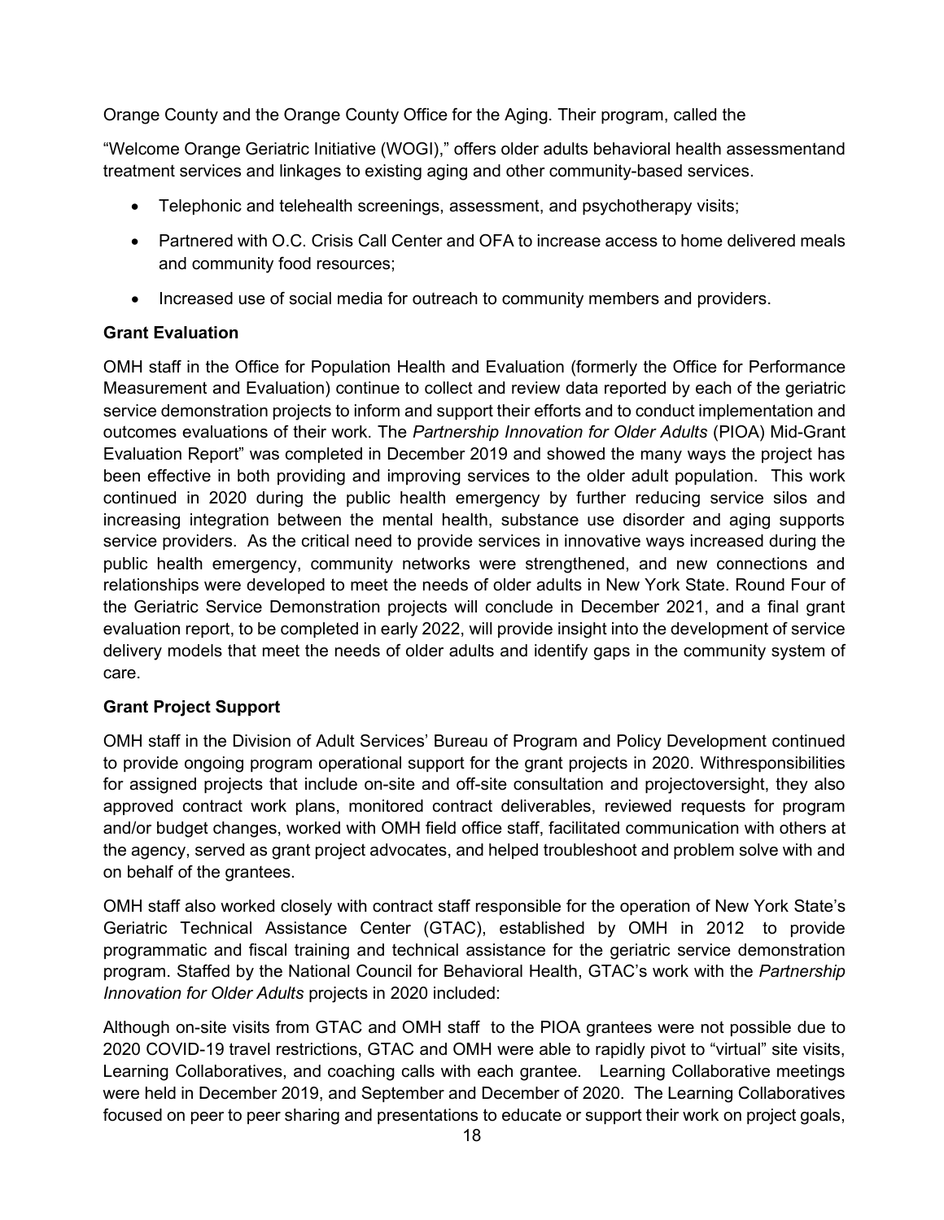Orange County and the Orange County Office for the Aging. Their program, called the

"Welcome Orange Geriatric Initiative (WOGI)," offers older adults behavioral health assessmentand treatment services and linkages to existing aging and other community-based services.

- Telephonic and telehealth screenings, assessment, and psychotherapy visits;
- Partnered with O.C. Crisis Call Center and OFA to increase access to home delivered meals and community food resources;
- Increased use of social media for outreach to community members and providers.

**Grant Evaluation**

OMH staff in the Office for Population Health and Evaluation (formerly the Office for Performance Measurement and Evaluation) continue to collect and review data reported by each of the geriatric service demonstration projects to inform and support their efforts and to conduct implementation and outcomes evaluations of their work. The *Partnership Innovation for Older Adults* (PIOA) Mid-Grant Evaluation Report" was completed in December 2019 and showed the many ways the project has been effective in both providing and improving services to the older adult population. This work continued in 2020 during the public health emergency by further reducing service silos and increasing integration between the mental health, substance use disorder and aging supports service providers. As the critical need to provide services in innovative ways increased during the public health emergency, community networks were strengthened, and new connections and relationships were developed to meet the needs of older adults in New York State. Round Four of the Geriatric Service Demonstration projects will conclude in December 2021, and a final grant evaluation report, to be completed in early 2022, will provide insight into the development of service delivery models that meet the needs of older adults and identify gaps in the community system of care.

**Grant Project Support**

OMH staff in the Division of Adult Services' Bureau of Program and Policy Development continued to provide ongoing program operational support for the grant projects in 2020. Withresponsibilities for assigned projects that include on-site and off-site consultation and projectoversight, they also approved contract work plans, monitored contract deliverables, reviewed requests for program and/or budget changes, worked with OMH field office staff, facilitated communication with others at the agency, served as grant project advocates, and helped troubleshoot and problem solve with and on behalf of the grantees.

OMH staff also worked closely with contract staff responsible for the operation of New York State's Geriatric Technical Assistance Center (GTAC), established by OMH in 2012 to provide programmatic and fiscal training and technical assistance for the geriatric service demonstration program. Staffed by the National Council for Behavioral Health, GTAC's work with the *Partnership Innovation for Older Adults* projects in 2020 included:

Although on-site visits from GTAC and OMH staff to the PIOA grantees were not possible due to 2020 COVID-19 travel restrictions, GTAC and OMH were able to rapidly pivot to "virtual" site visits, Learning Collaboratives, and coaching calls with each grantee. Learning Collaborative meetings were held in December 2019, and September and December of 2020. The Learning Collaboratives focused on peer to peer sharing and presentations to educate or support their work on project goals,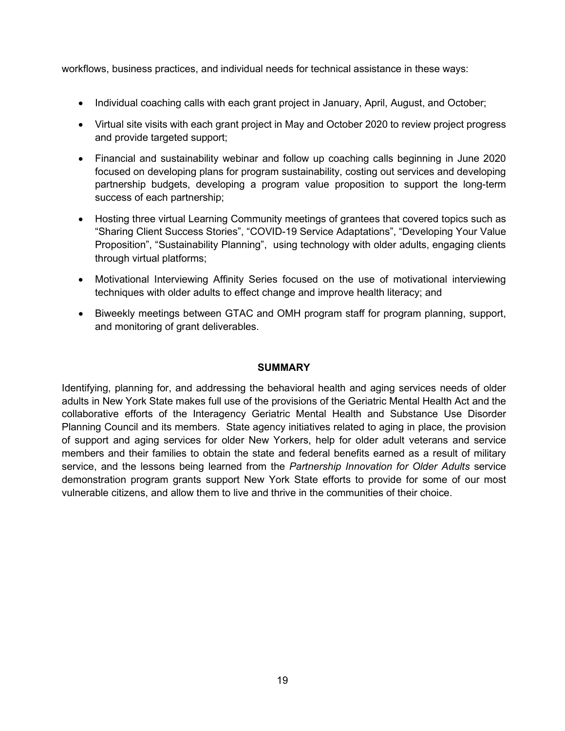workflows, business practices, and individual needs for technical assistance in these ways:

- Individual coaching calls with each grant project in January, April, August, and October;
- Virtual site visits with each grant project in May and October 2020 to review project progress and provide targeted support;
- Financial and sustainability webinar and follow up coaching calls beginning in June 2020 focused on developing plans for program sustainability, costing out services and developing partnership budgets, developing a program value proposition to support the long-term success of each partnership;
- Hosting three virtual Learning Community meetings of grantees that covered topics such as "Sharing Client Success Stories", "COVID-19 Service Adaptations", "Developing Your Value Proposition", "Sustainability Planning", using technology with older adults, engaging clients through virtual platforms;
- Motivational Interviewing Affinity Series focused on the use of motivational interviewing techniques with older adults to effect change and improve health literacy; and
- Biweekly meetings between GTAC and OMH program staff for program planning, support, and monitoring of grant deliverables.

## SUMMARY

Identifying, planning for, and addressing the behavioral health and aging services needs of older adults in New York State makes full use of the provisions of the Geriatric Mental Health Act and the collaborative efforts of the Interagency Geriatric Mental Health and Substance Use Disorder Planning Council and its members. State agency initiatives related to aging in place, the provision of support and aging services for older New Yorkers, help for older adult veterans and service members and their families to obtain the state and federal benefits earned as a result of military service, and the lessons being learned from the *Partnership Innovation for Older Adults* service demonstration program grants support New York State efforts to provide for some of our most vulnerable citizens, and allow them to live and thrive in the communities of their choice.